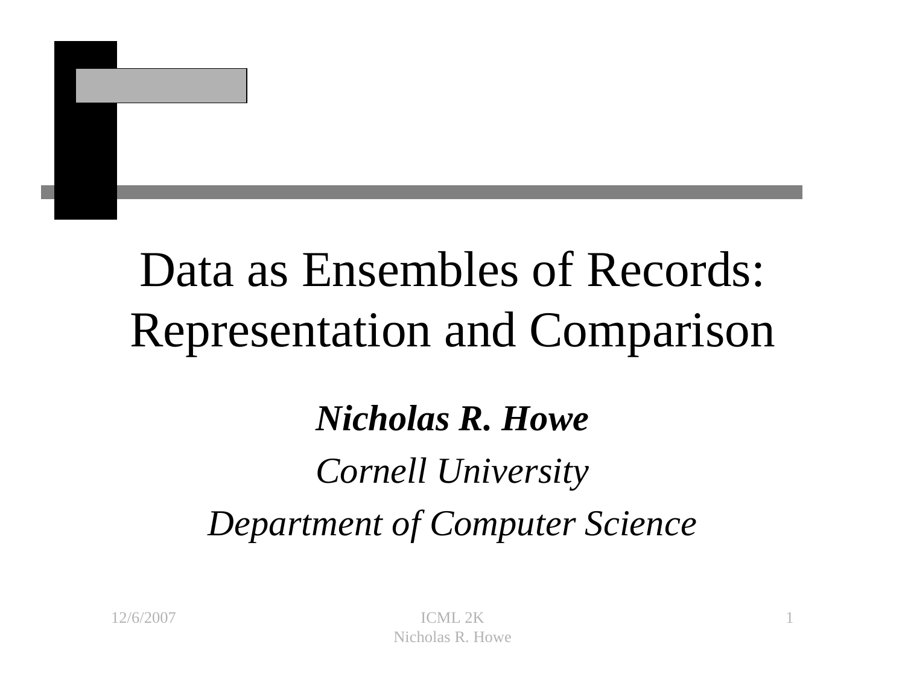# Data as Ensembles of Records: Representation and Comparison

***Nicholas R. Howe***

*Cornell University*

*Department of Computer Science*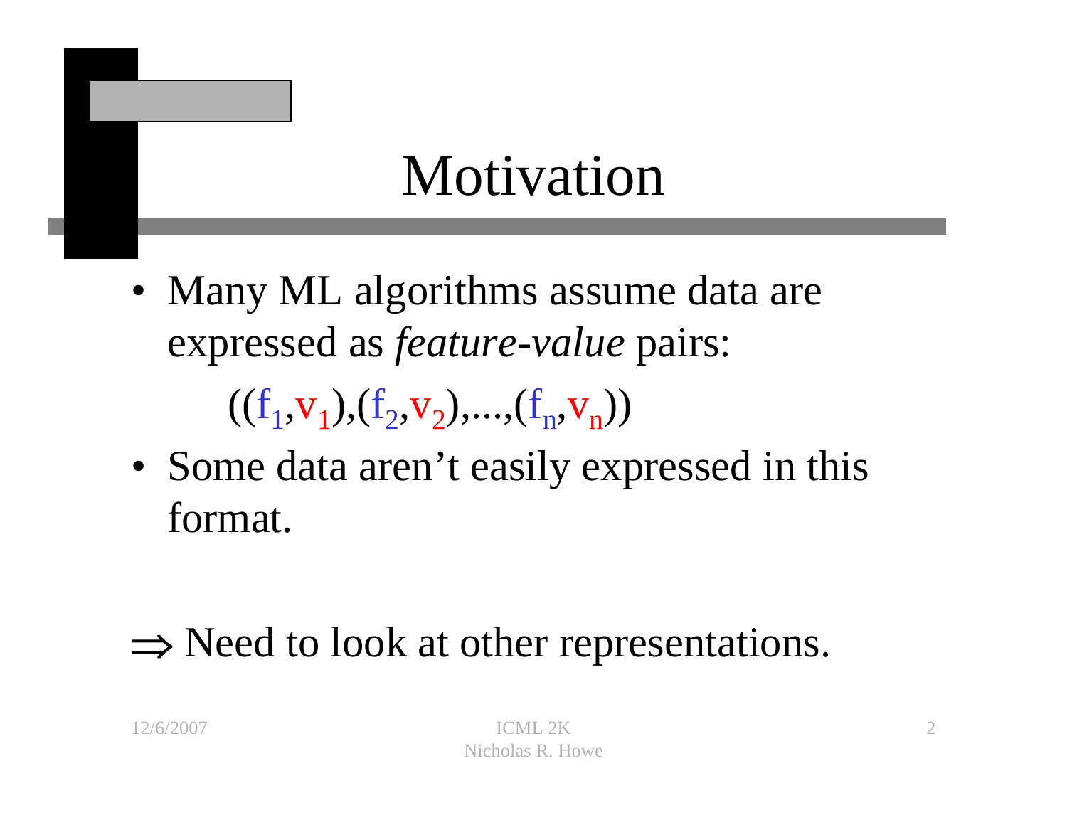# Motivation

- Many ML algorithms assume data are expressed as *feature-value* pairs:

$$((f_1,v_1),(f_2,v_2),...,(f_n,v_n))$$

- Some data aren't easily expressed in this format.

$\Rightarrow$ Need to look at other representations.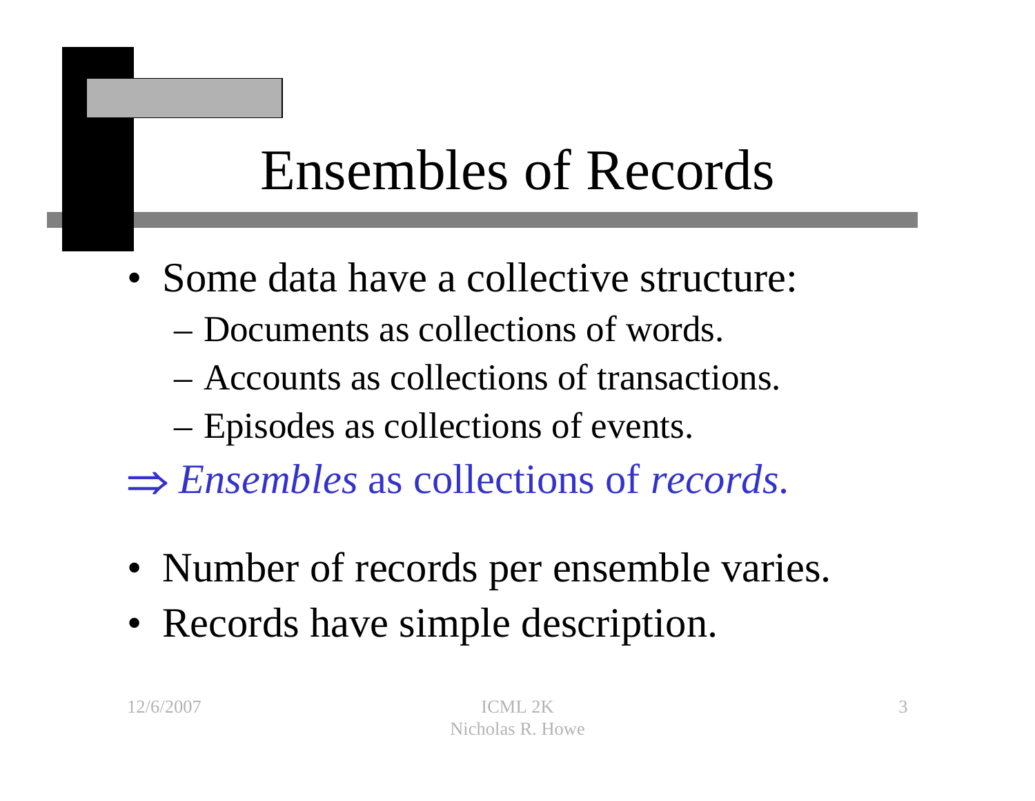# Ensembles of Records

- Some data have a collective structure:
  - Documents as collections of words.
  - Accounts as collections of transactions.
  - Episodes as collections of events.

$\Rightarrow$ *Ensembles* as collections of *records*.

- Number of records per ensemble varies.
- Records have simple description.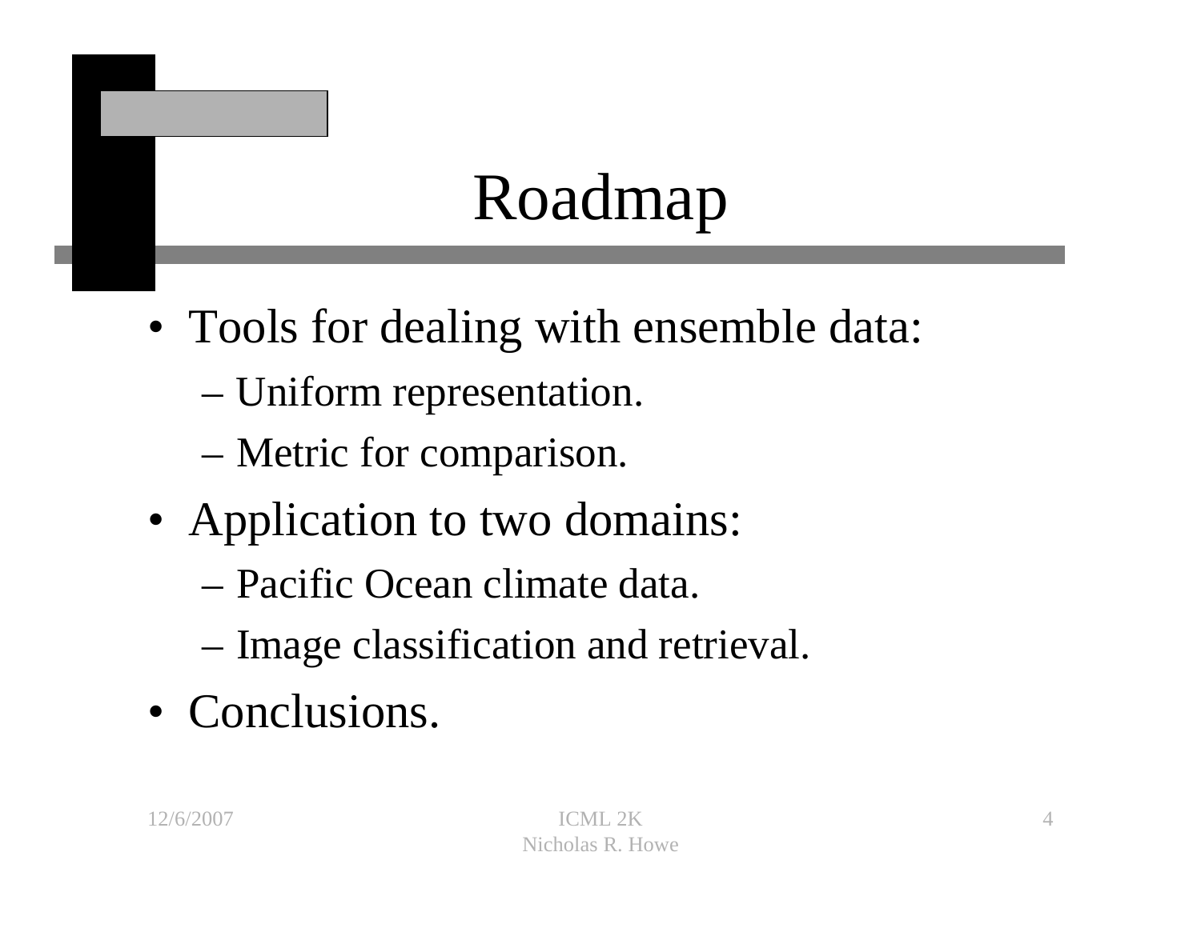# Roadmap

- Tools for dealing with ensemble data:
  - Uniform representation.
  - Metric for comparison.
- Application to two domains:
  - Pacific Ocean climate data.
  - Image classification and retrieval.
- Conclusions.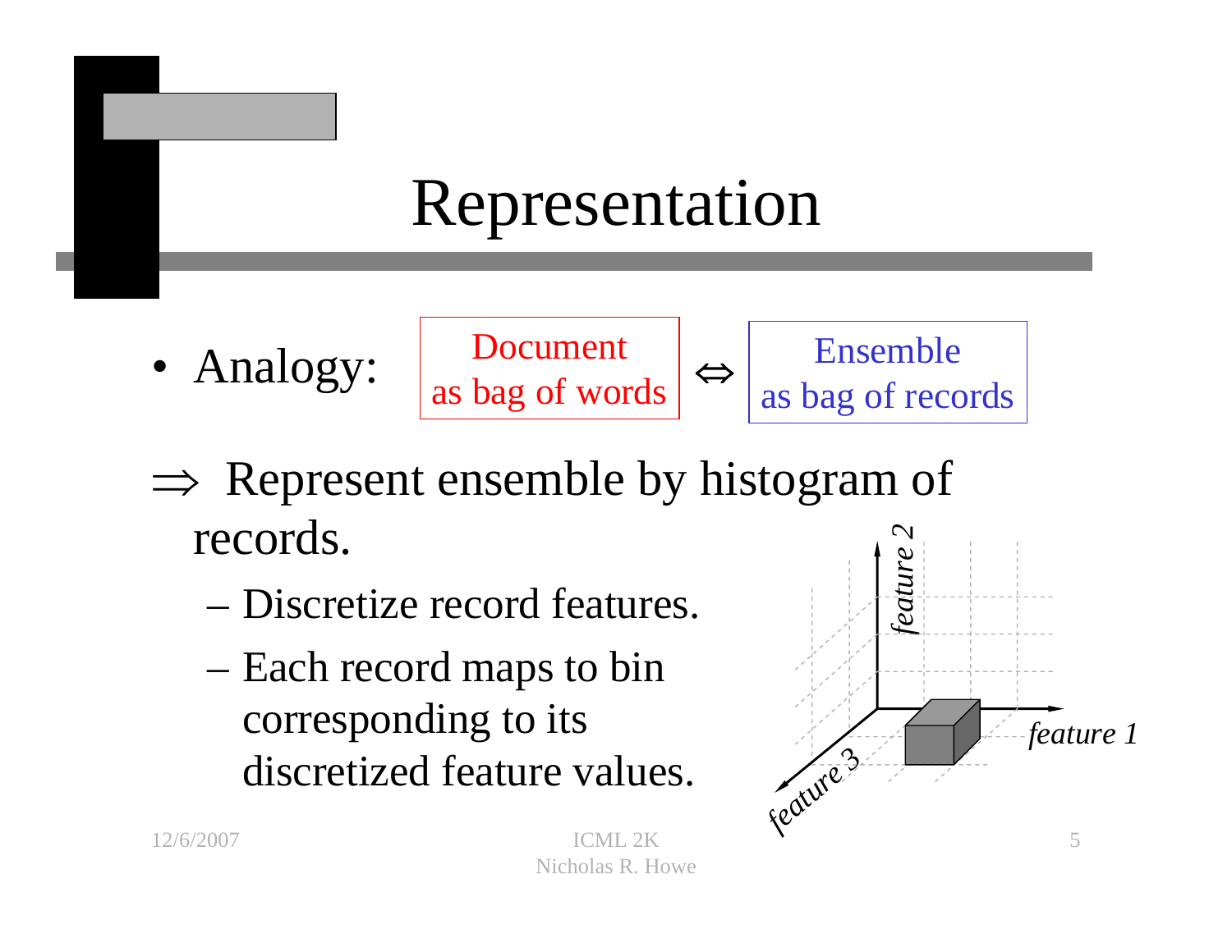# Representation

- Analogy: Document as bag of words ⇔ Ensemble as bag of records

⇒ Represent ensemble by histogram of records.

  - Discretize record features.
  - Each record maps to bin corresponding to its discretized feature values.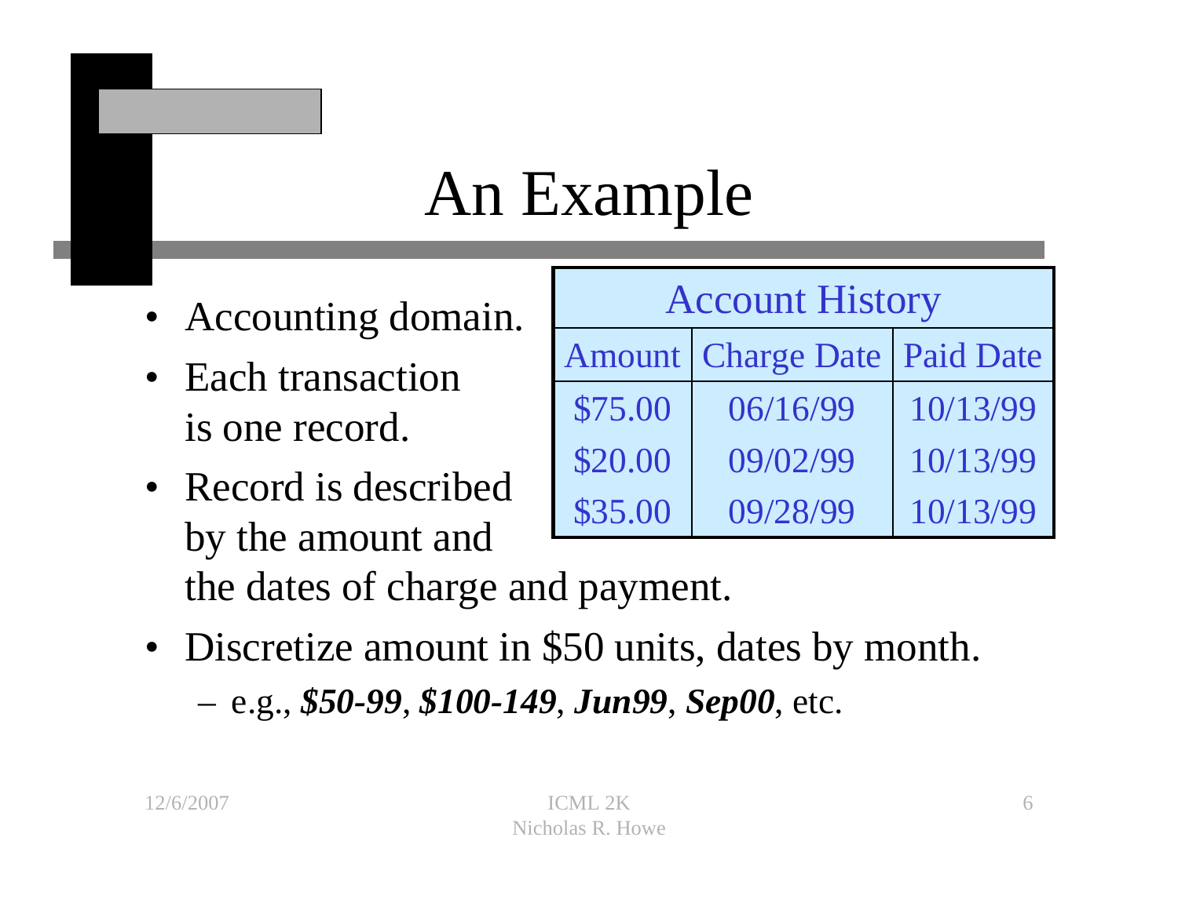# An Example

- Accounting domain.
- Each transaction is one record.
- Record is described by the amount and the dates of charge and payment.

| Account History | | |
|---|---|---|
| Amount | Charge Date | Paid Date |
| $75.00 | 06/16/99 | 10/13/99 |
| $20.00 | 09/02/99 | 10/13/99 |
| $35.00 | 09/28/99 | 10/13/99 |

- Discretize amount in $50 units, dates by month.
  - e.g., ***$50-99***, ***$100-149***, ***Jun99***, ***Sep00***, etc.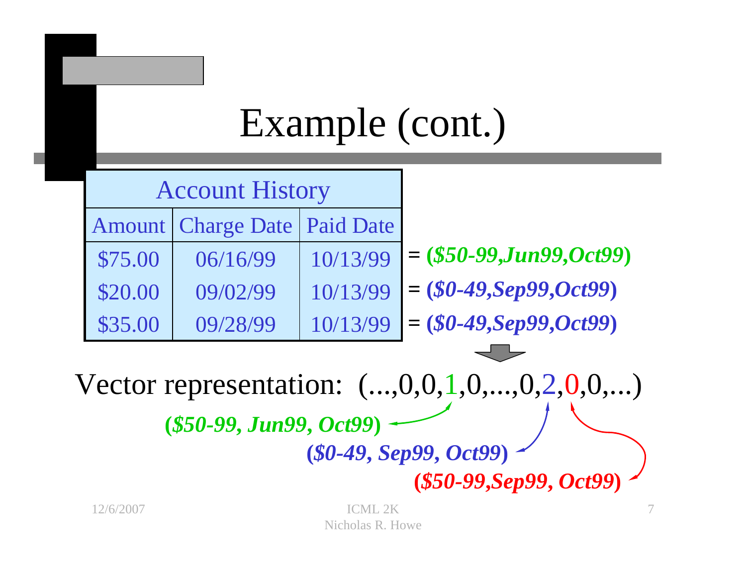# Example (cont.)

| Account History | | | |
|---|---|---|---|
| Amount | Charge Date | Paid Date | |
| $75.00 | 06/16/99 | 10/13/99 | = ***($50-99,Jun99,Oct99)*** |
| $20.00 | 09/02/99 | 10/13/99 | = ***($0-49,Sep99,Oct99)*** |
| $35.00 | 09/28/99 | 10/13/99 | = ***($0-49,Sep99,Oct99)*** |

Vector representation: (...,0,0,1,0,...,0,2,0,0,...)

- 1 → ***($50-99, Jun99, Oct99)***
- 2 → ***($0-49, Sep99, Oct99)***
- 0 → ***($50-99,Sep99, Oct99)***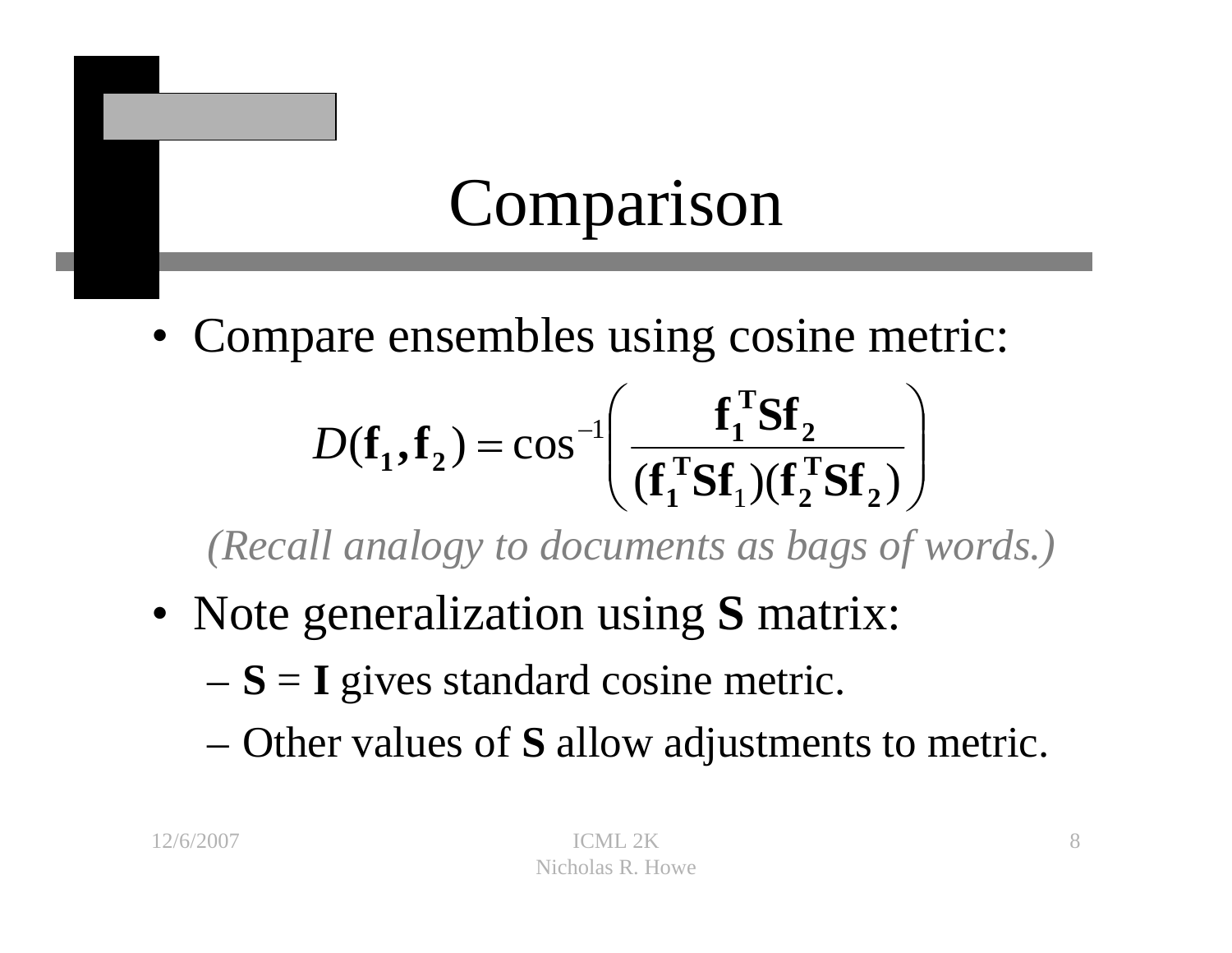# Comparison

- Compare ensembles using cosine metric:

$$D(\mathbf{f_1}, \mathbf{f_2}) = \cos^{-1}\left( \frac{\mathbf{f_1}^{\mathbf{T}}\mathbf{S}\mathbf{f_2}}{(\mathbf{f_1}^{\mathbf{T}}\mathbf{S}\mathbf{f}_1)(\mathbf{f_2}^{\mathbf{T}}\mathbf{S}\mathbf{f_2})} \right)$$

*(Recall analogy to documents as bags of words.)*

- Note generalization using **S** matrix:
  - **S** = **I** gives standard cosine metric.
  - Other values of **S** allow adjustments to metric.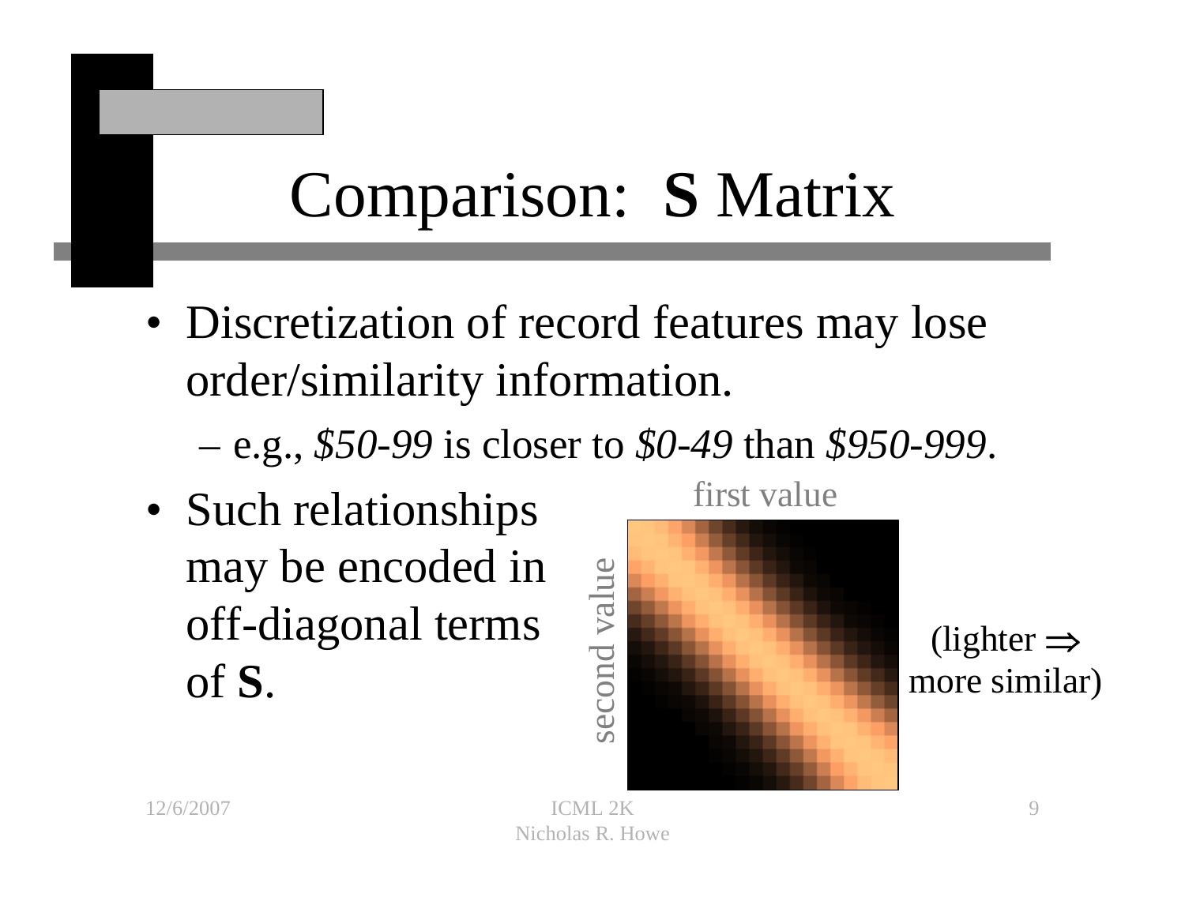# Comparison: **S** Matrix

- Discretization of record features may lose order/similarity information.
  - e.g., *$50-99* is closer to *$0-49* than *$950-999*.
- Such relationships may be encoded in off-diagonal terms of **S**.

first value

second value

(lighter ⇒ more similar)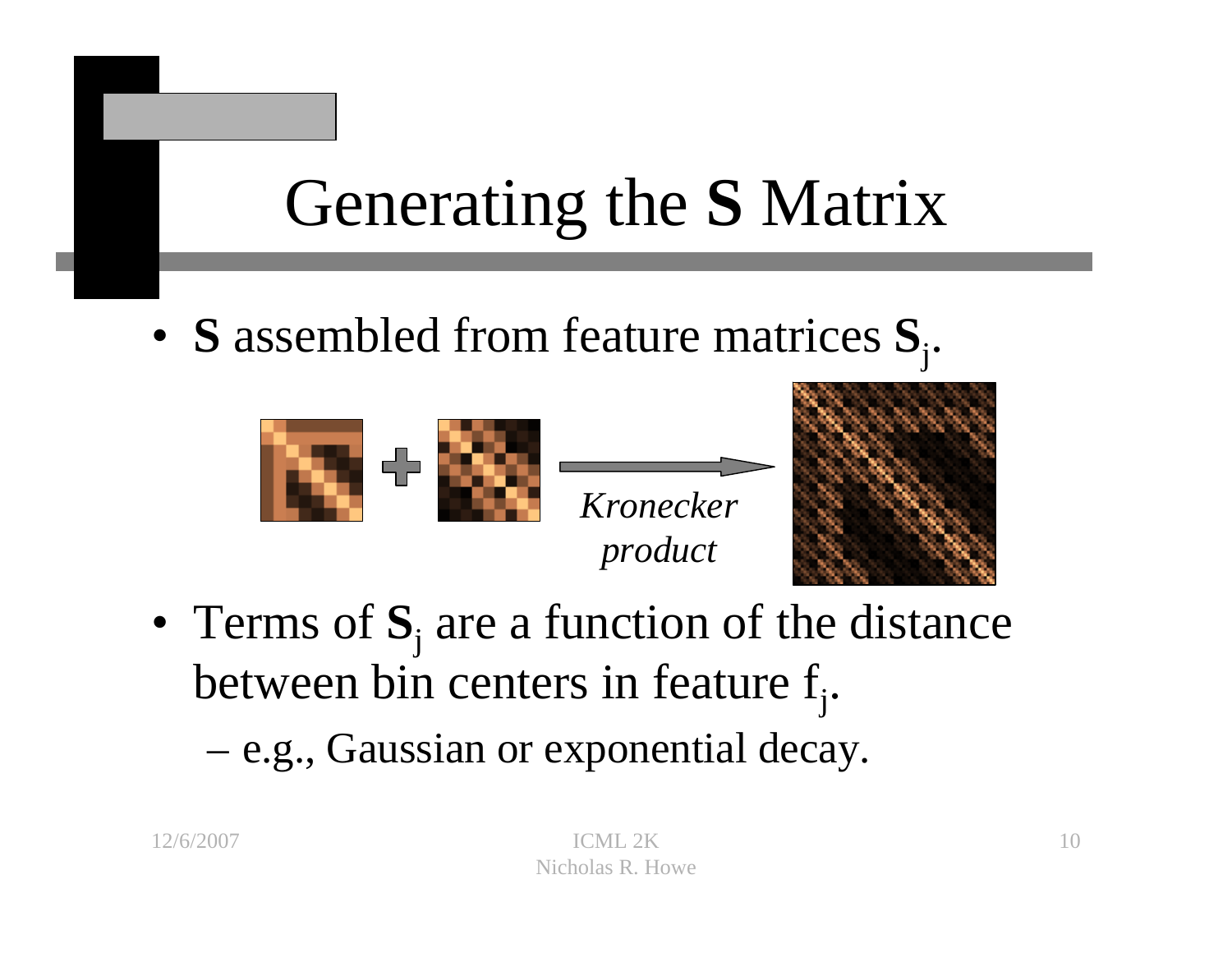# Generating the **S** Matrix

- **S** assembled from feature matrices $\mathbf{S}_j$.

*Kronecker product*

- Terms of $\mathbf{S}_j$ are a function of the distance between bin centers in feature $f_j$.
  - e.g., Gaussian or exponential decay.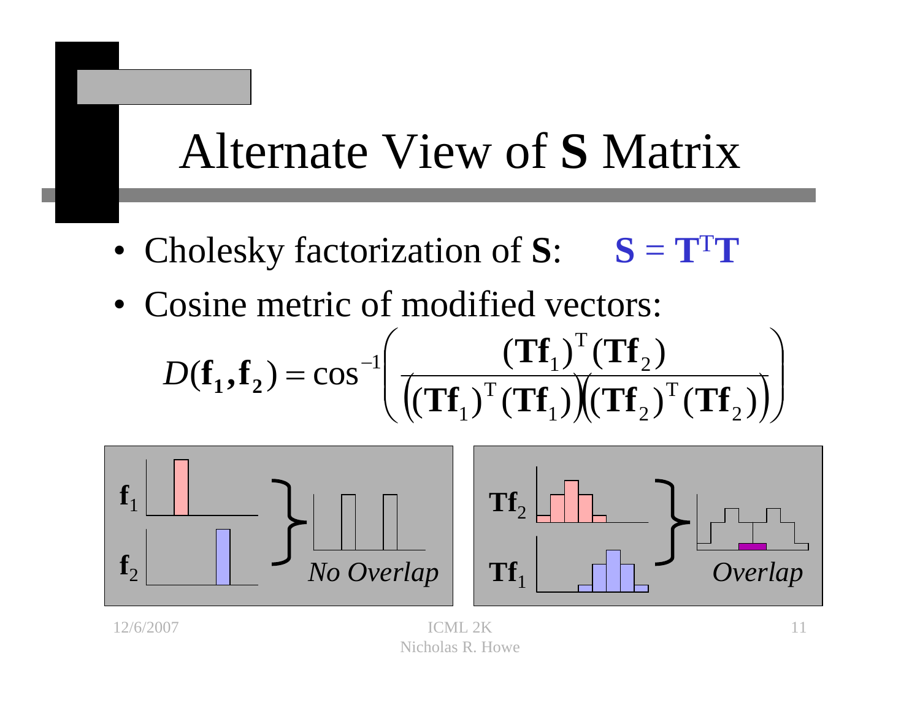# Alternate View of S Matrix

- Cholesky factorization of **S**: $\mathbf{S} = \mathbf{T}^{\mathrm{T}}\mathbf{T}$
- Cosine metric of modified vectors:

$$D(\mathbf{f_1},\mathbf{f_2}) = \cos^{-1}\left(\frac{(\mathbf{Tf}_1)^{\mathrm{T}}(\mathbf{Tf}_2)}{\left((\mathbf{Tf}_1)^{\mathrm{T}}(\mathbf{Tf}_1)\right)\left((\mathbf{Tf}_2)^{\mathrm{T}}(\mathbf{Tf}_2)\right)}\right)$$

$\mathbf{f}_1$, $\mathbf{f}_2$ — *No Overlap*

$\mathbf{Tf}_2$, $\mathbf{Tf}_1$ — *Overlap*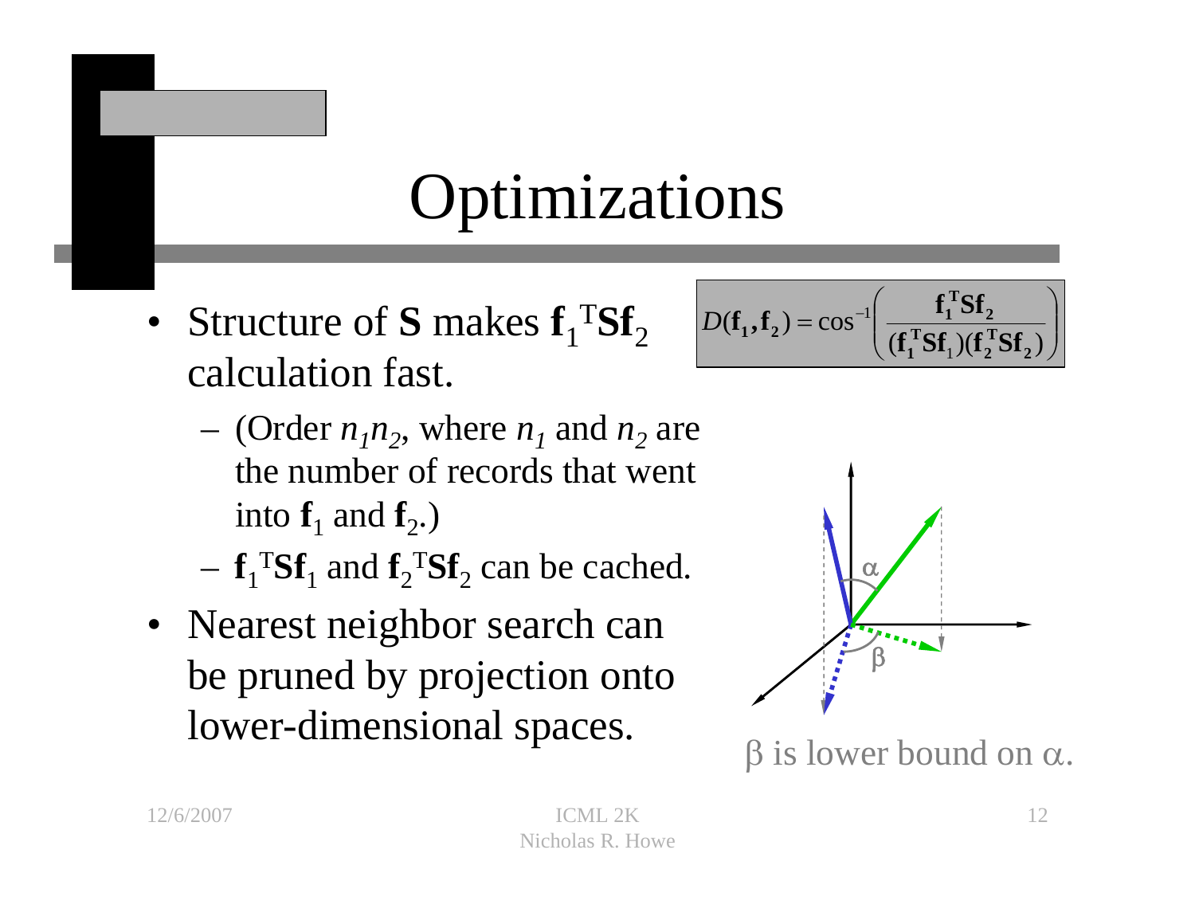# Optimizations

- Structure of **S** makes $\mathbf{f}_1^T\mathbf{S}\mathbf{f}_2$ calculation fast.
  - (Order $n_1 n_2$, where $n_1$ and $n_2$ are the number of records that went into $\mathbf{f}_1$ and $\mathbf{f}_2$.)
  - $\mathbf{f}_1^T\mathbf{S}\mathbf{f}_1$ and $\mathbf{f}_2^T\mathbf{S}\mathbf{f}_2$ can be cached.
- Nearest neighbor search can be pruned by projection onto lower-dimensional spaces.

$$D(\mathbf{f}_1, \mathbf{f}_2) = \cos^{-1}\left( \frac{\mathbf{f}_1^T\mathbf{S}\mathbf{f}_2}{(\mathbf{f}_1^T\mathbf{S}\mathbf{f}_1)(\mathbf{f}_2^T\mathbf{S}\mathbf{f}_2)} \right)$$

$\beta$ is lower bound on $\alpha$.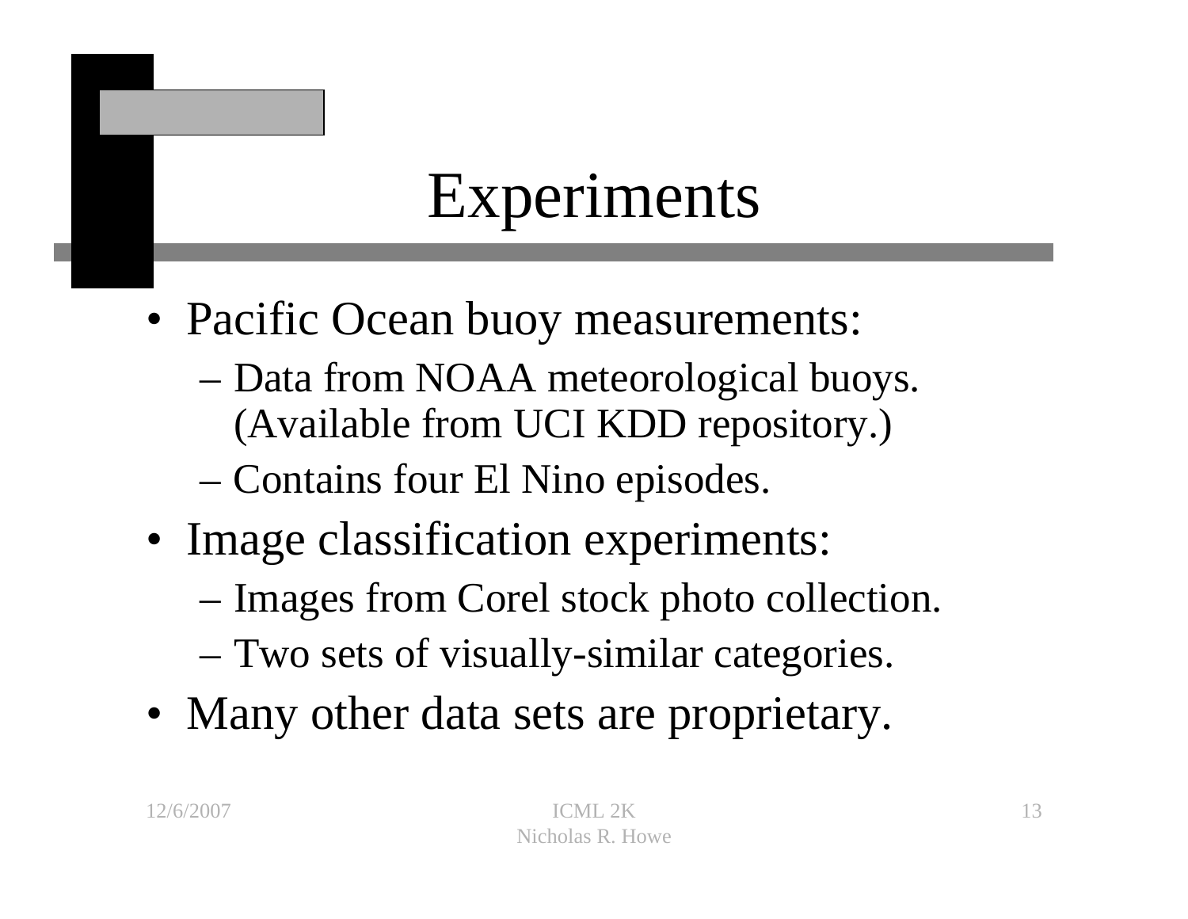# Experiments

- Pacific Ocean buoy measurements:
  - Data from NOAA meteorological buoys. (Available from UCI KDD repository.)
  - Contains four El Nino episodes.
- Image classification experiments:
  - Images from Corel stock photo collection.
  - Two sets of visually-similar categories.
- Many other data sets are proprietary.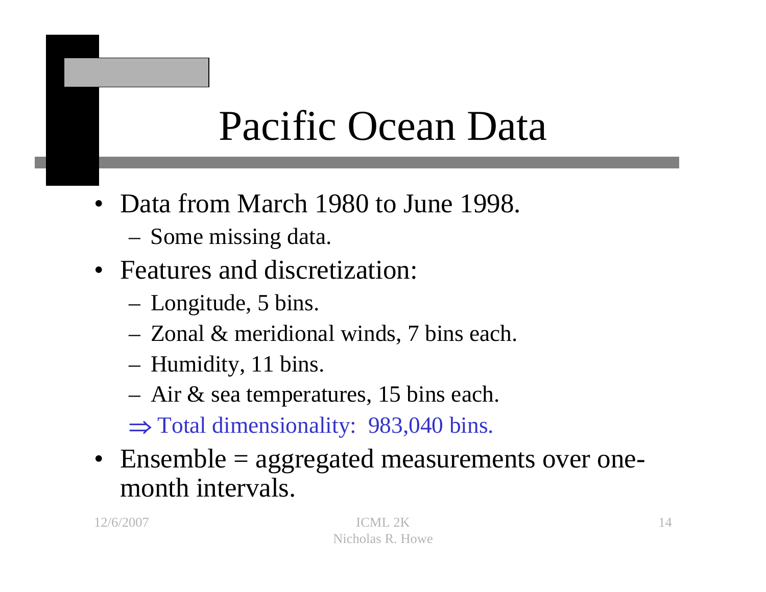# Pacific Ocean Data

- Data from March 1980 to June 1998.
  - Some missing data.
- Features and discretization:
  - Longitude, 5 bins.
  - Zonal & meridional winds, 7 bins each.
  - Humidity, 11 bins.
  - Air & sea temperatures, 15 bins each.

  $\Rightarrow$ Total dimensionality: 983,040 bins.
- Ensemble = aggregated measurements over one-month intervals.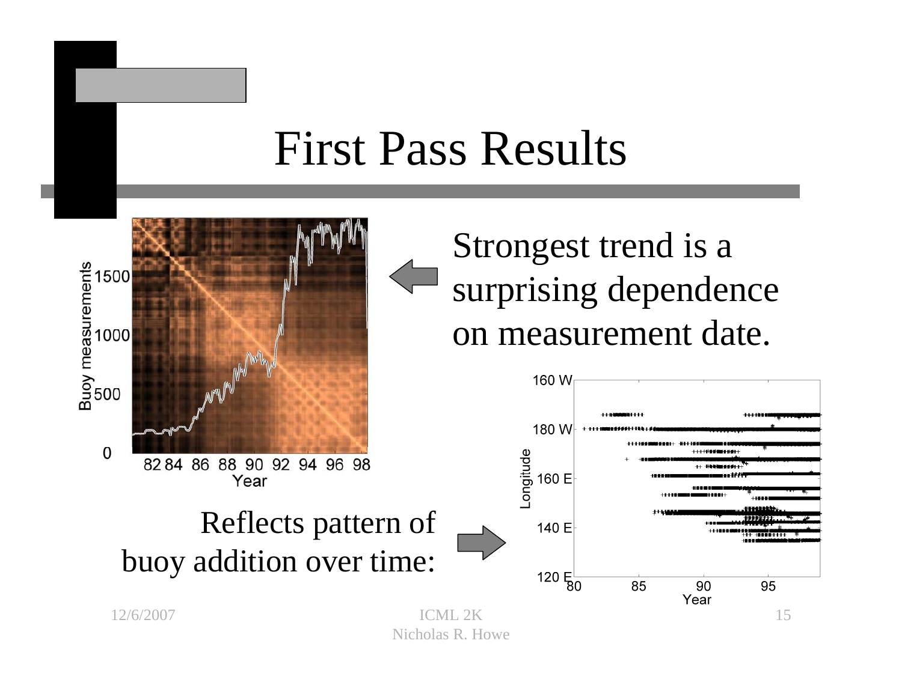# First Pass Results

Strongest trend is a surprising dependence on measurement date.

Reflects pattern of buoy addition over time: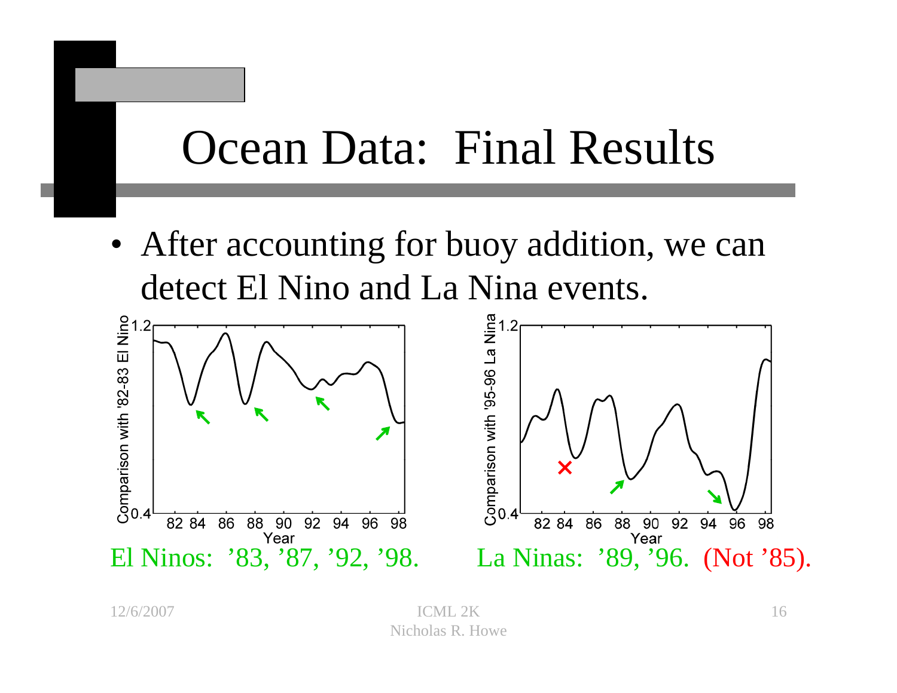# Ocean Data: Final Results

- After accounting for buoy addition, we can detect El Nino and La Nina events.

El Ninos: '83, '87, '92, '98.

La Ninas: '89, '96. (Not '85).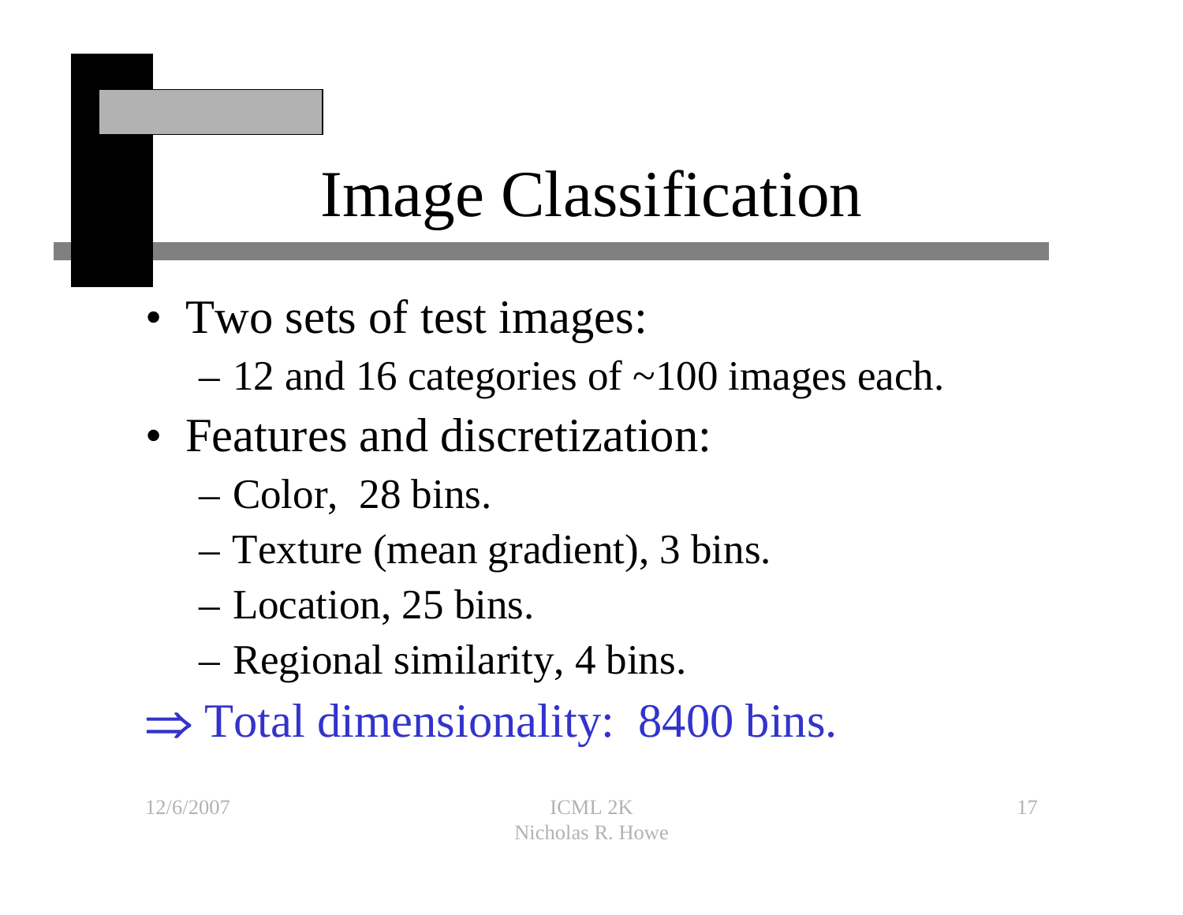# Image Classification

- Two sets of test images:
  - 12 and 16 categories of ~100 images each.
- Features and discretization:
  - Color, 28 bins.
  - Texture (mean gradient), 3 bins.
  - Location, 25 bins.
  - Regional similarity, 4 bins.

$\Rightarrow$ Total dimensionality: 8400 bins.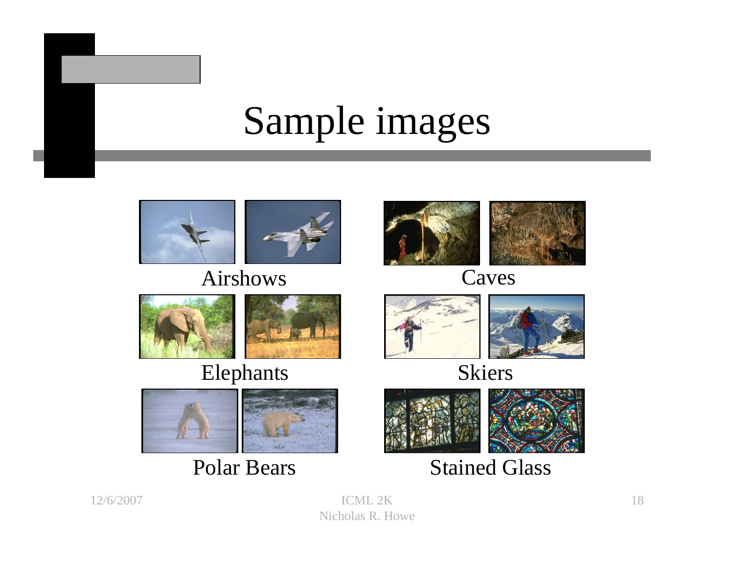# Sample images

Airshows

Caves

Elephants

Skiers

Polar Bears

Stained Glass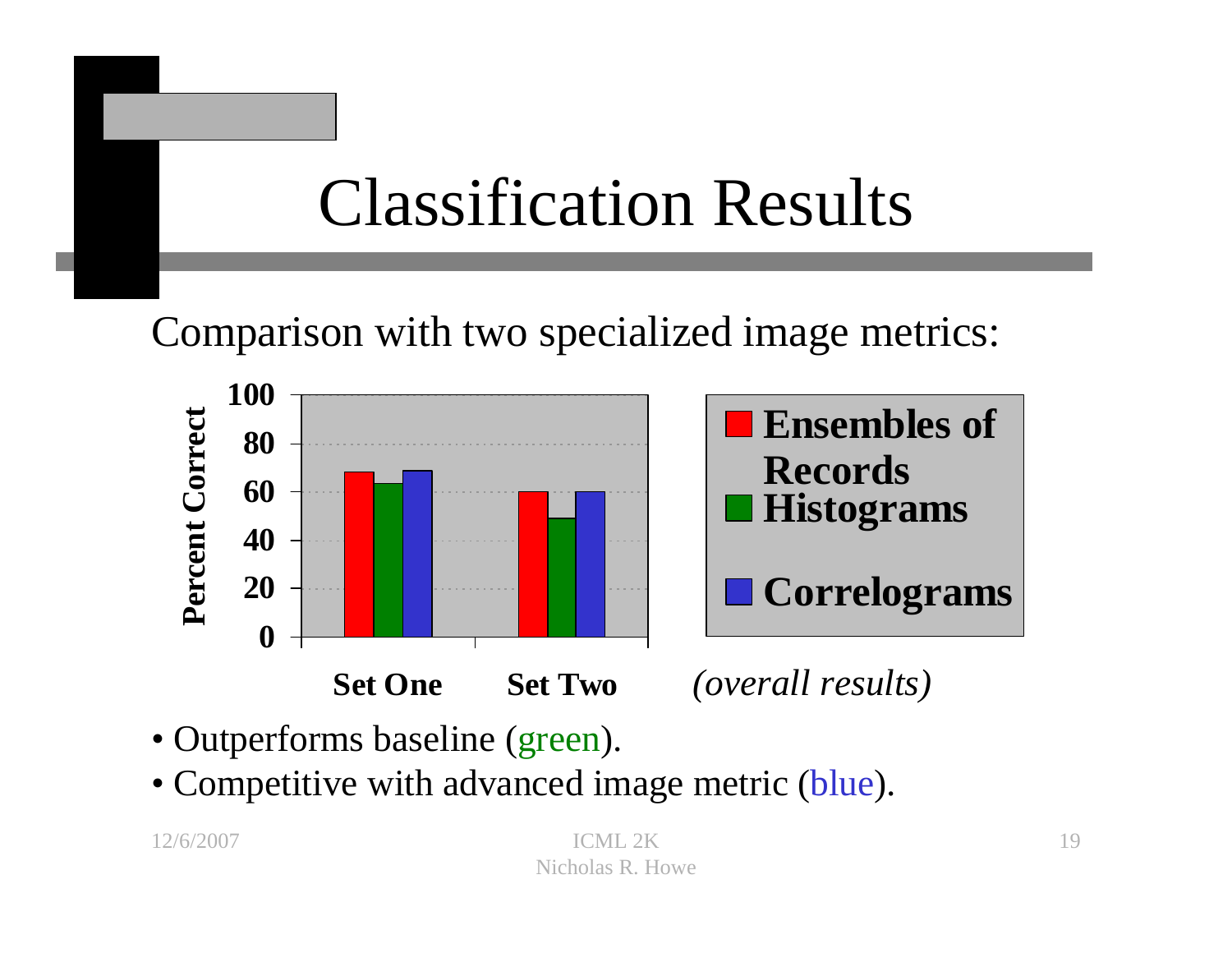# Classification Results

Comparison with two specialized image metrics:

| | Ensembles of Records | Histograms | Correlograms |
|---|---|---|---|
| Set One | 68 | 63 | 69 |
| Set Two | 60 | 49 | 60 |

*(overall results)*

- Outperforms baseline (green).
- Competitive with advanced image metric (blue).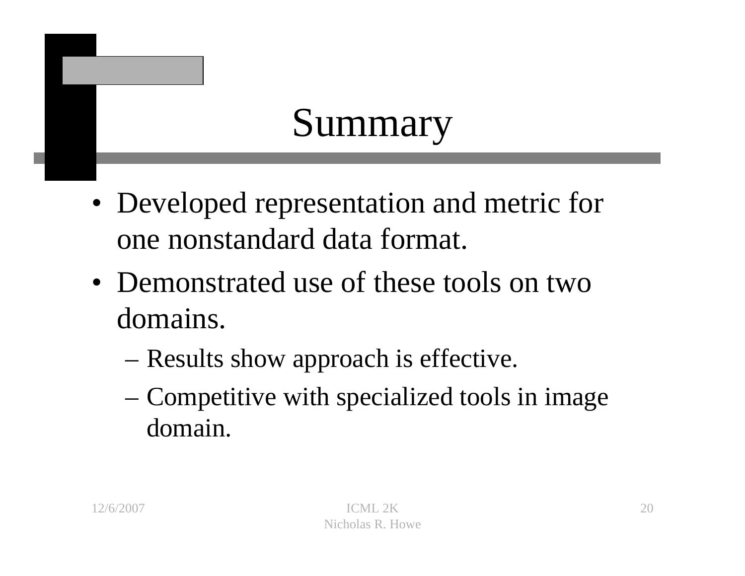# Summary

- Developed representation and metric for one nonstandard data format.
- Demonstrated use of these tools on two domains.
  - Results show approach is effective.
  - Competitive with specialized tools in image domain.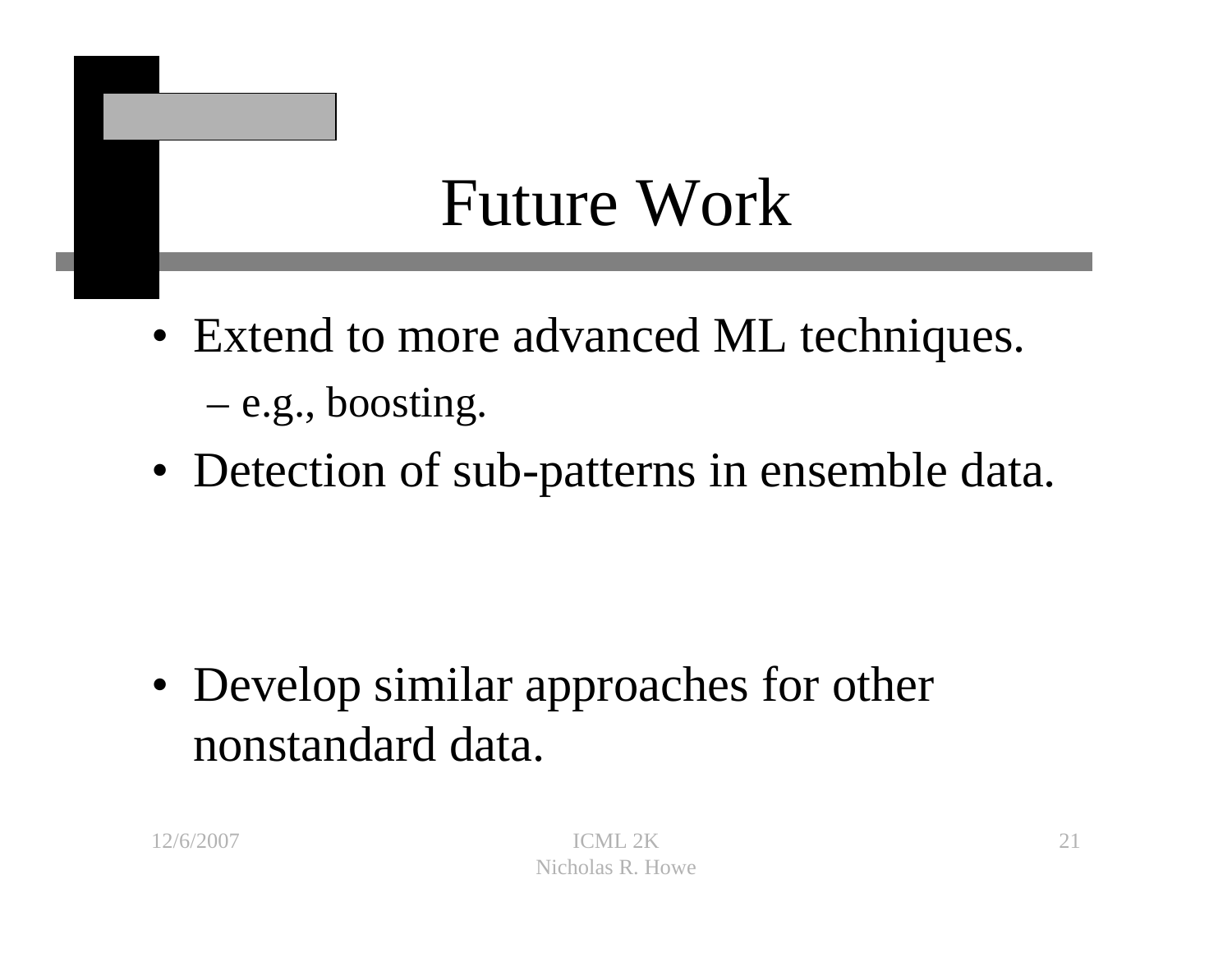# Future Work

- Extend to more advanced ML techniques.
  - e.g., boosting.
- Detection of sub-patterns in ensemble data.
- Develop similar approaches for other nonstandard data.